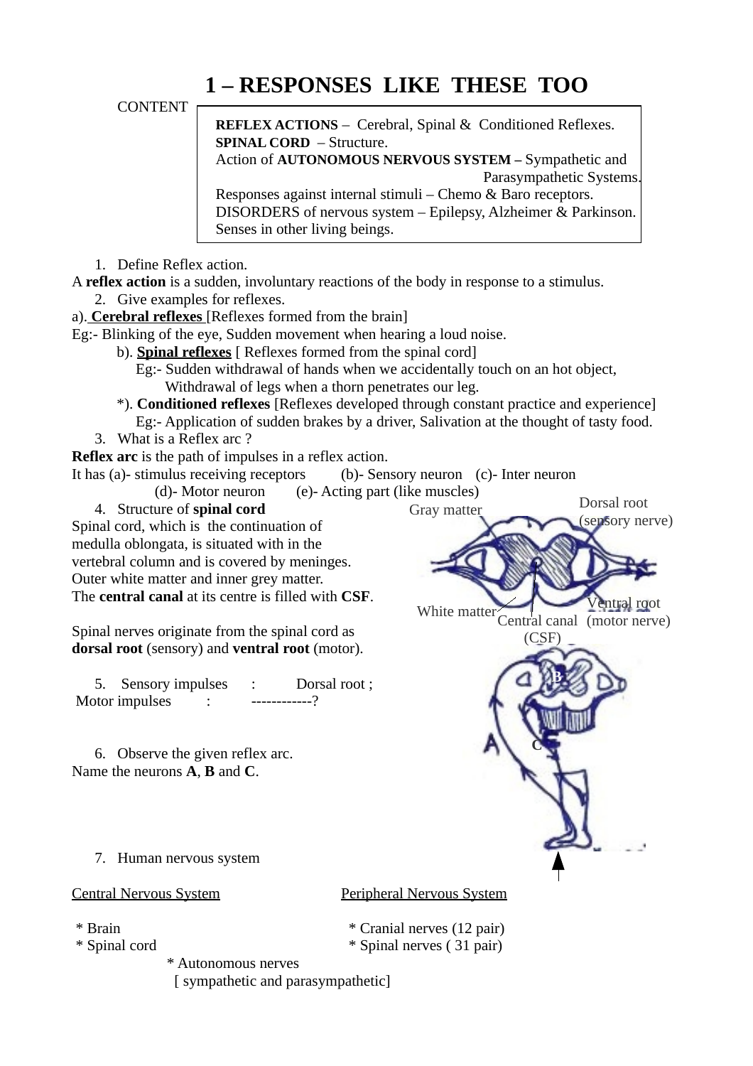# 1 – RESPONSES LIKE THESE TOO

CONTENT

> **REFLEX ACTIONS** – Cerebral, Spinal & Conditioned Reflexes.
> **SPINAL CORD** – Structure.
> Action of **AUTONOMOUS NERVOUS SYSTEM** – Sympathetic and Parasympathetic Systems.
> Responses against internal stimuli – Chemo & Baro receptors.
> DISORDERS of nervous system – Epilepsy, Alzheimer & Parkinson.
> Senses in other living beings.

1. Define Reflex action.

A **reflex action** is a sudden, involuntary reactions of the body in response to a stimulus.

2. Give examples for reflexes.

a). **Cerebral reflexes** [Reflexes formed from the brain]
Eg:- Blinking of the eye, Sudden movement when hearing a loud noise.

b). **Spinal reflexes** [ Reflexes formed from the spinal cord]
Eg:- Sudden withdrawal of hands when we accidentally touch on an hot object, Withdrawal of legs when a thorn penetrates our leg.

*). **Conditioned reflexes** [Reflexes developed through constant practice and experience]
Eg:- Application of sudden brakes by a driver, Salivation at the thought of tasty food.

3. What is a Reflex arc ?

**Reflex arc** is the path of impulses in a reflex action.
It has (a)- stimulus receiving receptors (b)- Sensory neuron (c)- Inter neuron (d)- Motor neuron (e)- Acting part (like muscles)

4. Structure of **spinal cord**

Spinal cord, which is the continuation of medulla oblongata, is situated with in the vertebral column and is covered by meninges. Outer white matter and inner grey matter. The **central canal** at its centre is filled with **CSF**.

Spinal nerves originate from the spinal cord as **dorsal root** (sensory) and **ventral root** (motor).

Gray matter
Dorsal root (sensory nerve)
White matter
Central canal (CSF)
Ventral root (motor nerve)

5. Sensory impulses : Dorsal root ;
Motor impulses : ------------?

6. Observe the given reflex arc.
Name the neurons **A**, **B** and **C**.

A
B
C

7. Human nervous system

Central Nervous System
* Brain
* Spinal cord

Peripheral Nervous System
* Cranial nerves (12 pair)
* Spinal nerves ( 31 pair)
* Autonomous nerves
[ sympathetic and parasympathetic]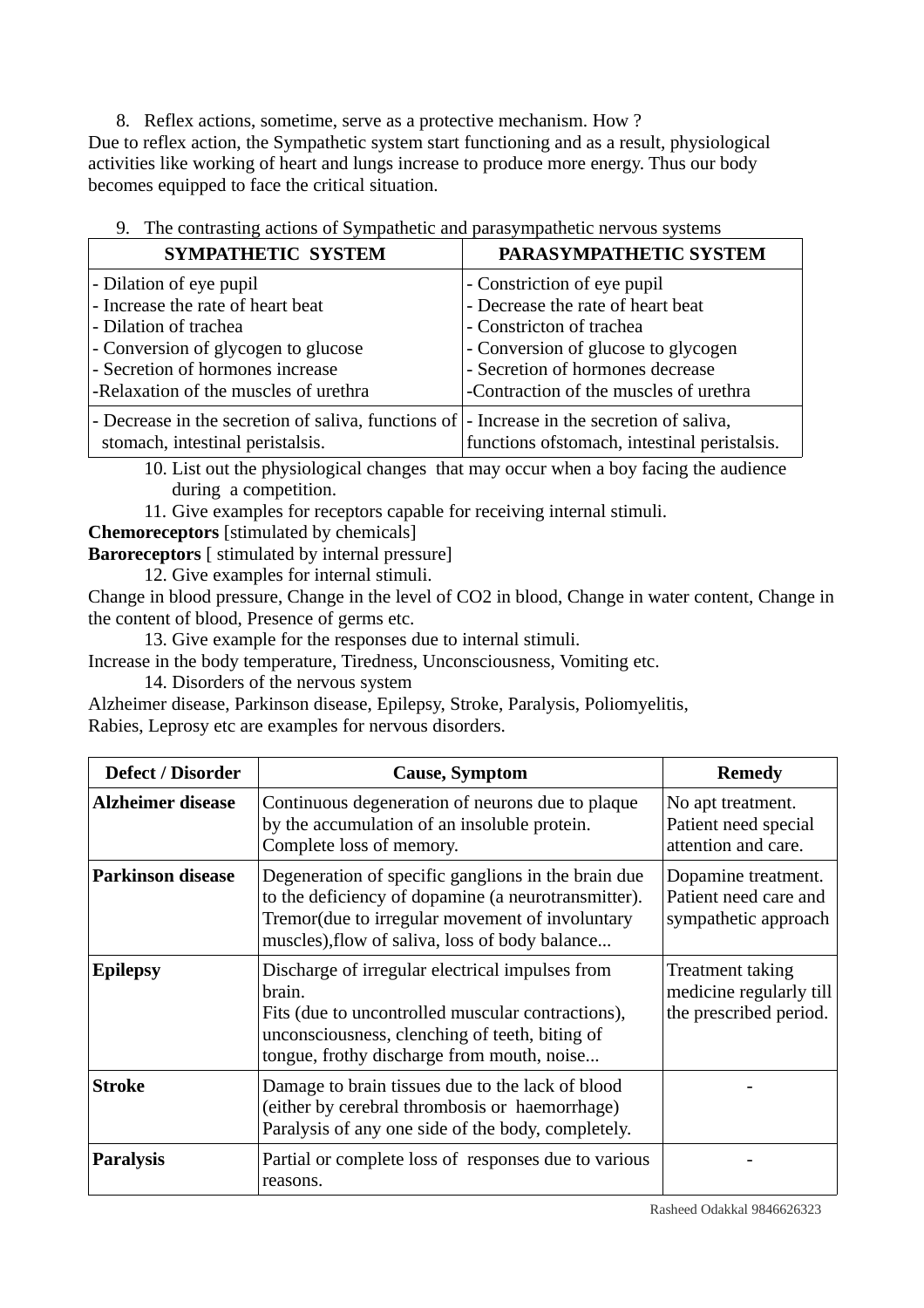8. Reflex actions, sometime, serve as a protective mechanism. How ?

Due to reflex action, the Sympathetic system start functioning and as a result, physiological activities like working of heart and lungs increase to produce more energy. Thus our body becomes equipped to face the critical situation.

9. The contrasting actions of Sympathetic and parasympathetic nervous systems

| SYMPATHETIC SYSTEM | PARASYMPATHETIC SYSTEM |
|---|---|
| - Dilation of eye pupil<br>- Increase the rate of heart beat<br>- Dilation of trachea<br>- Conversion of glycogen to glucose<br>- Secretion of hormones increase<br>-Relaxation of the muscles of urethra | - Constriction of eye pupil<br>- Decrease the rate of heart beat<br>- Constricton of trachea<br>- Conversion of glucose to glycogen<br>- Secretion of hormones decrease<br>-Contraction of the muscles of urethra |
| - Decrease in the secretion of saliva, functions of stomach, intestinal peristalsis. | - Increase in the secretion of saliva, functions ofstomach, intestinal peristalsis. |

10. List out the physiological changes that may occur when a boy facing the audience during a competition.

11. Give examples for receptors capable for receiving internal stimuli.

**Chemoreceptors** [stimulated by chemicals]

**Baroreceptors** [ stimulated by internal pressure]

12. Give examples for internal stimuli.

Change in blood pressure, Change in the level of CO2 in blood, Change in water content, Change in the content of blood, Presence of germs etc.

13. Give example for the responses due to internal stimuli.

Increase in the body temperature, Tiredness, Unconsciousness, Vomiting etc.

14. Disorders of the nervous system

Alzheimer disease, Parkinson disease, Epilepsy, Stroke, Paralysis, Poliomyelitis, Rabies, Leprosy etc are examples for nervous disorders.

| Defect / Disorder | Cause, Symptom | Remedy |
|---|---|---|
| **Alzheimer disease** | Continuous degeneration of neurons due to plaque by the accumulation of an insoluble protein. Complete loss of memory. | No apt treatment. Patient need special attention and care. |
| **Parkinson disease** | Degeneration of specific ganglions in the brain due to the deficiency of dopamine (a neurotransmitter). Tremor(due to irregular movement of involuntary muscles),flow of saliva, loss of body balance... | Dopamine treatment. Patient need care and sympathetic approach |
| **Epilepsy** | Discharge of irregular electrical impulses from brain. Fits (due to uncontrolled muscular contractions), unconsciousness, clenching of teeth, biting of tongue, frothy discharge from mouth, noise... | Treatment taking medicine regularly till the prescribed period. |
| **Stroke** | Damage to brain tissues due to the lack of blood (either by cerebral thrombosis or haemorrhage) Paralysis of any one side of the body, completely. | - |
| **Paralysis** | Partial or complete loss of responses due to various reasons. | - |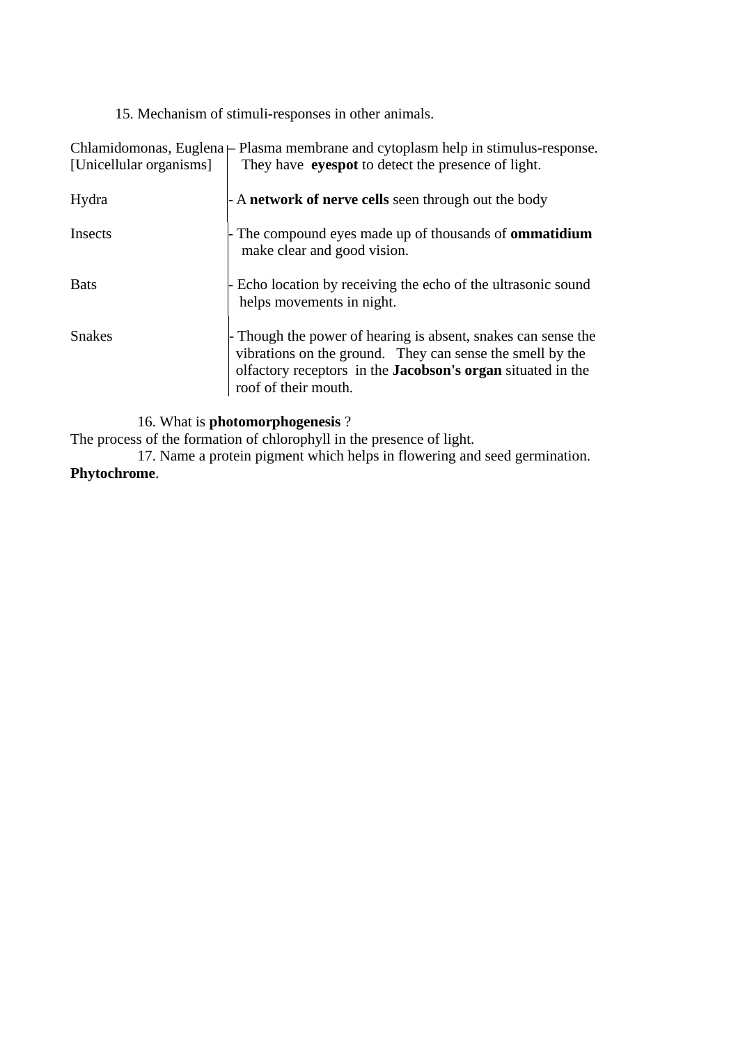15. Mechanism of stimuli-responses in other animals.

| | |
|---|---|
| Chlamidomonas, Euglena [Unicellular organisms] | – Plasma membrane and cytoplasm help in stimulus-response. They have **eyespot** to detect the presence of light. |
| Hydra | - A **network of nerve cells** seen through out the body |
| Insects | - The compound eyes made up of thousands of **ommatidium** make clear and good vision. |
| Bats | - Echo location by receiving the echo of the ultrasonic sound helps movements in night. |
| Snakes | - Though the power of hearing is absent, snakes can sense the vibrations on the ground. They can sense the smell by the olfactory receptors in the **Jacobson's organ** situated in the roof of their mouth. |

16. What is **photomorphogenesis** ?

The process of the formation of chlorophyll in the presence of light.

17. Name a protein pigment which helps in flowering and seed germination.

**Phytochrome**.